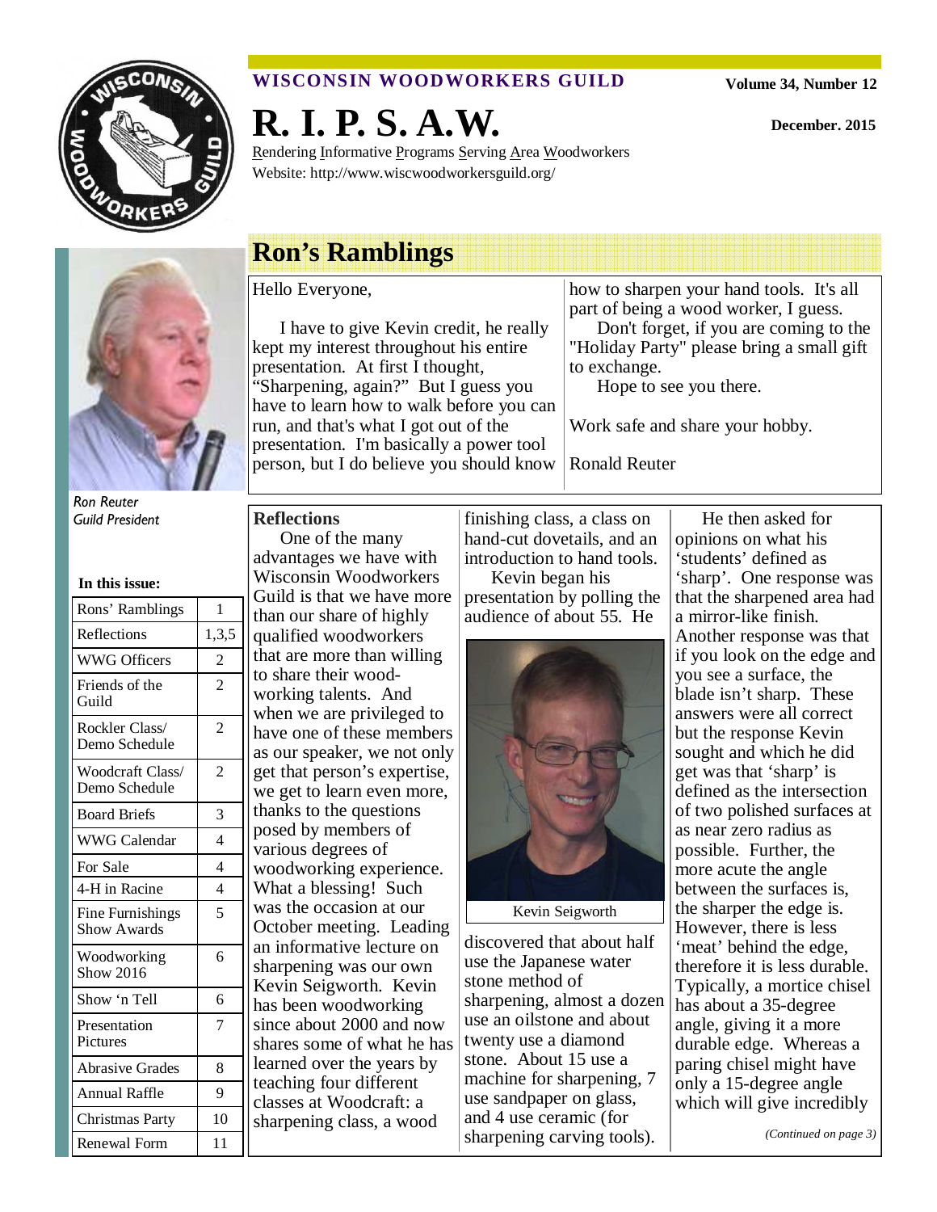# WISCONSIN WOODWORKERS GUILD

Volume 34, Number 12

December. 2015

# R. I. P. S. A.W.

Rendering Informative Programs Serving Area Woodworkers
Website: http://www.wiscwoodworkersguild.org/

## Ron's Ramblings

Hello Everyone,

I have to give Kevin credit, he really kept my interest throughout his entire presentation. At first I thought, "Sharpening, again?" But I guess you have to learn how to walk before you can run, and that's what I got out of the presentation. I'm basically a power tool person, but I do believe you should know how to sharpen your hand tools. It's all part of being a wood worker, I guess.

Don't forget, if you are coming to the "Holiday Party" please bring a small gift to exchange.

Hope to see you there.

Work safe and share your hobby.

Ronald Reuter

*Ron Reuter*
*Guild President*

**In this issue:**

| | |
|---|---|
| Rons' Ramblings | 1 |
| Reflections | 1,3,5 |
| WWG Officers | 2 |
| Friends of the Guild | 2 |
| Rockler Class/ Demo Schedule | 2 |
| Woodcraft Class/ Demo Schedule | 2 |
| Board Briefs | 3 |
| WWG Calendar | 4 |
| For Sale | 4 |
| 4-H in Racine | 4 |
| Fine Furnishings Show Awards | 5 |
| Woodworking Show 2016 | 6 |
| Show 'n Tell | 6 |
| Presentation Pictures | 7 |
| Abrasive Grades | 8 |
| Annual Raffle | 9 |
| Christmas Party | 10 |
| Renewal Form | 11 |

## Reflections

One of the many advantages we have with Wisconsin Woodworkers Guild is that we have more than our share of highly qualified woodworkers that are more than willing to share their wood-working talents. And when we are privileged to have one of these members as our speaker, we not only get that person's expertise, we get to learn even more, thanks to the questions posed by members of various degrees of woodworking experience. What a blessing! Such was the occasion at our October meeting. Leading an informative lecture on sharpening was our own Kevin Seigworth. Kevin has been woodworking since about 2000 and now shares some of what he has learned over the years by teaching four different classes at Woodcraft: a sharpening class, a wood finishing class, a class on hand-cut dovetails, and an introduction to hand tools.

Kevin began his presentation by polling the audience of about 55. He discovered that about half use the Japanese water stone method of sharpening, almost a dozen use an oilstone and about twenty use a diamond stone. About 15 use a machine for sharpening, 7 use sandpaper on glass, and 4 use ceramic (for sharpening carving tools).

Kevin Seigworth

He then asked for opinions on what his 'students' defined as 'sharp'. One response was that the sharpened area had a mirror-like finish. Another response was that if you look on the edge and you see a surface, the blade isn't sharp. These answers were all correct but the response Kevin sought and which he did get was that 'sharp' is defined as the intersection of two polished surfaces at as near zero radius as possible. Further, the more acute the angle between the surfaces is, the sharper the edge is. However, there is less 'meat' behind the edge, therefore it is less durable. Typically, a mortice chisel has about a 35-degree angle, giving it a more durable edge. Whereas a paring chisel might have only a 15-degree angle which will give incredibly

*(Continued on page 3)*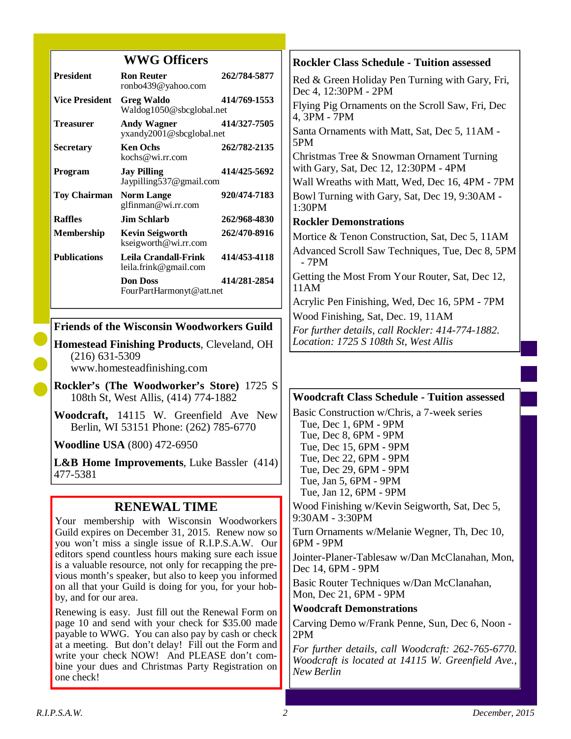## WWG Officers

| Position | Name / Email | Phone |
|---|---|---|
| **President** | **Ron Reuter** ronbo439@yahoo.com | **262/784-5877** |
| **Vice President** | **Greg Waldo** Waldog1050@sbcglobal.net | **414/769-1553** |
| **Treasurer** | **Andy Wagner** yxandy2001@sbcglobal.net | **414/327-7505** |
| **Secretary** | **Ken Ochs** kochs@wi.rr.com | **262/782-2135** |
| **Program** | **Jay Pilling** Jaypilling537@gmail.com | **414/425-5692** |
| **Toy Chairman** | **Norm Lange** glfinman@wi.rr.com | **920/474-7183** |
| **Raffles** | **Jim Schlarb** | **262/968-4830** |
| **Membership** | **Kevin Seigworth** kseigworth@wi.rr.com | **262/470-8916** |
| **Publications** | **Leila Crandall-Frink** leila.frink@gmail.com | **414/453-4118** |
| | **Don Doss** FourPartHarmonyt@att.net | **414/281-2854** |

## Friends of the Wisconsin Woodworkers Guild

**Homestead Finishing Products**, Cleveland, OH (216) 631-5309 www.homesteadfinishing.com

**Rockler's (The Woodworker's Store)** 1725 S 108th St, West Allis, (414) 774-1882

**Woodcraft,** 14115 W. Greenfield Ave New Berlin, WI 53151 Phone: (262) 785-6770

**Woodline USA** (800) 472-6950

**L&B Home Improvements**, Luke Bassler (414) 477-5381

## RENEWAL TIME

Your membership with Wisconsin Woodworkers Guild expires on December 31, 2015. Renew now so you won't miss a single issue of R.I.P.S.A.W. Our editors spend countless hours making sure each issue is a valuable resource, not only for recapping the previous month's speaker, but also to keep you informed on all that your Guild is doing for you, for your hobby, and for our area.

Renewing is easy. Just fill out the Renewal Form on page 10 and send with your check for $35.00 made payable to WWG. You can also pay by cash or check at a meeting. But don't delay! Fill out the Form and write your check NOW! And PLEASE don't combine your dues and Christmas Party Registration on one check!

## Rockler Class Schedule - Tuition assessed

Red & Green Holiday Pen Turning with Gary, Fri, Dec 4, 12:30PM - 2PM

Flying Pig Ornaments on the Scroll Saw, Fri, Dec 4, 3PM - 7PM

Santa Ornaments with Matt, Sat, Dec 5, 11AM - 5PM

Christmas Tree & Snowman Ornament Turning with Gary, Sat, Dec 12, 12:30PM - 4PM

Wall Wreaths with Matt, Wed, Dec 16, 4PM - 7PM

Bowl Turning with Gary, Sat, Dec 19, 9:30AM - 1:30PM

### Rockler Demonstrations

Mortice & Tenon Construction, Sat, Dec 5, 11AM

Advanced Scroll Saw Techniques, Tue, Dec 8, 5PM - 7PM

Getting the Most From Your Router, Sat, Dec 12, 11AM

Acrylic Pen Finishing, Wed, Dec 16, 5PM - 7PM

Wood Finishing, Sat, Dec. 19, 11AM

*For further details, call Rockler: 414-774-1882. Location: 1725 S 108th St, West Allis*

## Woodcraft Class Schedule - Tuition assessed

Basic Construction w/Chris, a 7-week series
- Tue, Dec 1, 6PM - 9PM
- Tue, Dec 8, 6PM - 9PM
- Tue, Dec 15, 6PM - 9PM
- Tue, Dec 22, 6PM - 9PM
- Tue, Dec 29, 6PM - 9PM
- Tue, Jan 5, 6PM - 9PM
- Tue, Jan 12, 6PM - 9PM

Wood Finishing w/Kevin Seigworth, Sat, Dec 5, 9:30AM - 3:30PM

Turn Ornaments w/Melanie Wegner, Th, Dec 10, 6PM - 9PM

Jointer-Planer-Tablesaw w/Dan McClanahan, Mon, Dec 14, 6PM - 9PM

Basic Router Techniques w/Dan McClanahan, Mon, Dec 21, 6PM - 9PM

### Woodcraft Demonstrations

Carving Demo w/Frank Penne, Sun, Dec 6, Noon - 2PM

*For further details, call Woodcraft: 262-765-6770. Woodcraft is located at 14115 W. Greenfield Ave., New Berlin*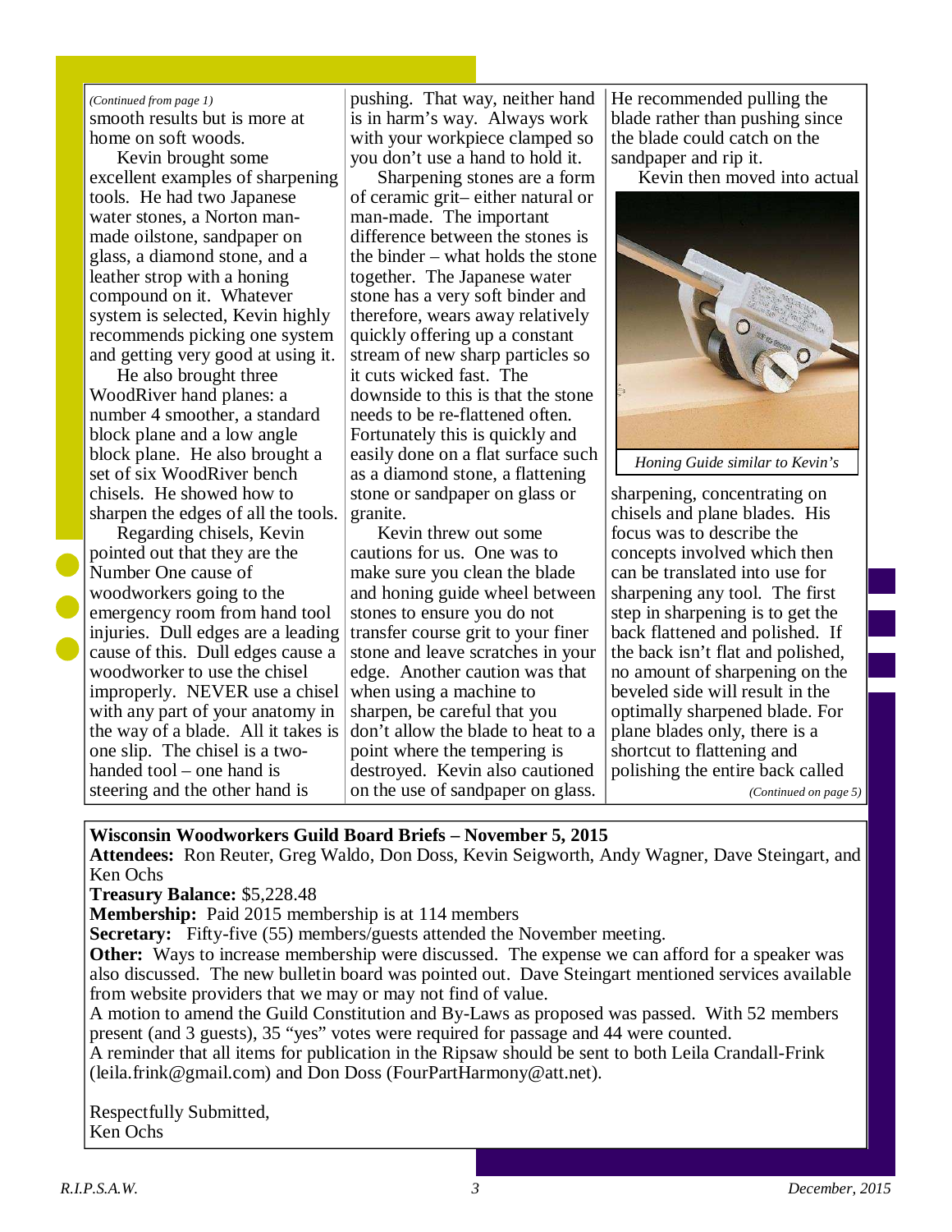*(Continued from page 1)*

smooth results but is more at home on soft woods.

Kevin brought some excellent examples of sharpening tools. He had two Japanese water stones, a Norton man-made oilstone, sandpaper on glass, a diamond stone, and a leather strop with a honing compound on it. Whatever system is selected, Kevin highly recommends picking one system and getting very good at using it.

He also brought three WoodRiver hand planes: a number 4 smoother, a standard block plane and a low angle block plane. He also brought a set of six WoodRiver bench chisels. He showed how to sharpen the edges of all the tools.

Regarding chisels, Kevin pointed out that they are the Number One cause of woodworkers going to the emergency room from hand tool injuries. Dull edges are a leading cause of this. Dull edges cause a woodworker to use the chisel improperly. NEVER use a chisel with any part of your anatomy in the way of a blade. All it takes is one slip. The chisel is a two-handed tool – one hand is steering and the other hand is pushing. That way, neither hand is in harm's way. Always work with your workpiece clamped so you don't use a hand to hold it.

Sharpening stones are a form of ceramic grit– either natural or man-made. The important difference between the stones is the binder – what holds the stone together. The Japanese water stone has a very soft binder and therefore, wears away relatively quickly offering up a constant stream of new sharp particles so it cuts wicked fast. The downside to this is that the stone needs to be re-flattened often. Fortunately this is quickly and easily done on a flat surface such as a diamond stone, a flattening stone or sandpaper on glass or granite.

Kevin threw out some cautions for us. One was to make sure you clean the blade and honing guide wheel between stones to ensure you do not transfer course grit to your finer stone and leave scratches in your edge. Another caution was that when using a machine to sharpen, be careful that you don't allow the blade to heat to a point where the tempering is destroyed. Kevin also cautioned on the use of sandpaper on glass. He recommended pulling the blade rather than pushing since the blade could catch on the sandpaper and rip it.

Kevin then moved into actual sharpening, concentrating on chisels and plane blades. His focus was to describe the concepts involved which then can be translated into use for sharpening any tool. The first step in sharpening is to get the back flattened and polished. If the back isn't flat and polished, no amount of sharpening on the beveled side will result in the optimally sharpened blade. For plane blades only, there is a shortcut to flattening and polishing the entire back called

*Honing Guide similar to Kevin's*

*(Continued on page 5)*

**Wisconsin Woodworkers Guild Board Briefs – November 5, 2015**

**Attendees:** Ron Reuter, Greg Waldo, Don Doss, Kevin Seigworth, Andy Wagner, Dave Steingart, and Ken Ochs

**Treasury Balance:** $5,228.48

**Membership:** Paid 2015 membership is at 114 members

**Secretary:** Fifty-five (55) members/guests attended the November meeting.

**Other:** Ways to increase membership were discussed. The expense we can afford for a speaker was also discussed. The new bulletin board was pointed out. Dave Steingart mentioned services available from website providers that we may or may not find of value.

A motion to amend the Guild Constitution and By-Laws as proposed was passed. With 52 members present (and 3 guests), 35 "yes" votes were required for passage and 44 were counted.

A reminder that all items for publication in the Ripsaw should be sent to both Leila Crandall-Frink (leila.frink@gmail.com) and Don Doss (FourPartHarmony@att.net).

Respectfully Submitted,
Ken Ochs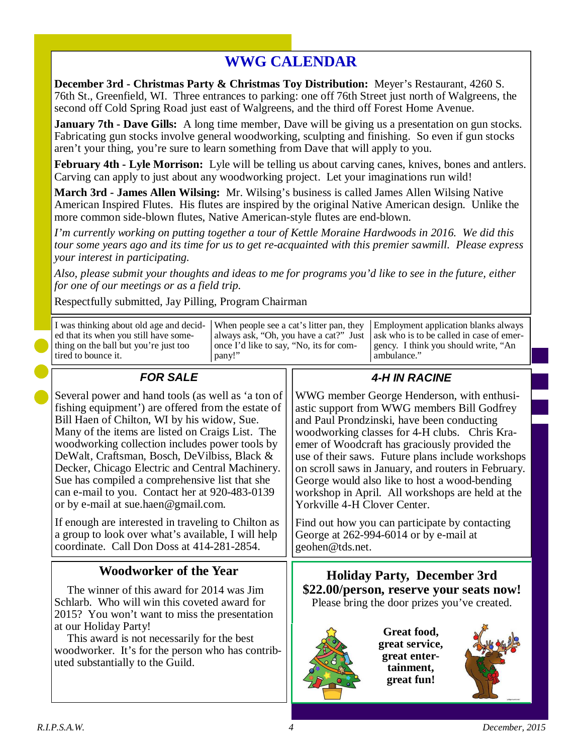# WWG CALENDAR

**December 3rd - Christmas Party & Christmas Toy Distribution:** Meyer's Restaurant, 4260 S. 76th St., Greenfield, WI. Three entrances to parking: one off 76th Street just north of Walgreens, the second off Cold Spring Road just east of Walgreens, and the third off Forest Home Avenue.

**January 7th - Dave Gills:** A long time member, Dave will be giving us a presentation on gun stocks. Fabricating gun stocks involve general woodworking, sculpting and finishing. So even if gun stocks aren't your thing, you're sure to learn something from Dave that will apply to you.

**February 4th - Lyle Morrison:** Lyle will be telling us about carving canes, knives, bones and antlers. Carving can apply to just about any woodworking project. Let your imaginations run wild!

**March 3rd - James Allen Wilsing:** Mr. Wilsing's business is called James Allen Wilsing Native American Inspired Flutes. His flutes are inspired by the original Native American design. Unlike the more common side-blown flutes, Native American-style flutes are end-blown.

*I'm currently working on putting together a tour of Kettle Moraine Hardwoods in 2016. We did this tour some years ago and its time for us to get re-acquainted with this premier sawmill. Please express your interest in participating.*

*Also, please submit your thoughts and ideas to me for programs you'd like to see in the future, either for one of our meetings or as a field trip.*

Respectfully submitted, Jay Pilling, Program Chairman

I was thinking about old age and decided that its when you still have something on the ball but you're just too tired to bounce it.

When people see a cat's litter pan, they always ask, "Oh, you have a cat?" Just once I'd like to say, "No, its for company!"

Employment application blanks always ask who is to be called in case of emergency. I think you should write, "An ambulance."

## *FOR SALE*

Several power and hand tools (as well as 'a ton of fishing equipment') are offered from the estate of Bill Haen of Chilton, WI by his widow, Sue. Many of the items are listed on Craigs List. The woodworking collection includes power tools by DeWalt, Craftsman, Bosch, DeVilbiss, Black & Decker, Chicago Electric and Central Machinery. Sue has compiled a comprehensive list that she can e-mail to you. Contact her at 920-483-0139 or by e-mail at sue.haen@gmail.com.

If enough are interested in traveling to Chilton as a group to look over what's available, I will help coordinate. Call Don Doss at 414-281-2854.

## *4-H IN RACINE*

WWG member George Henderson, with enthusiastic support from WWG members Bill Godfrey and Paul Prondzinski, have been conducting woodworking classes for 4-H clubs. Chris Kraemer of Woodcraft has graciously provided the use of their saws. Future plans include workshops on scroll saws in January, and routers in February. George would also like to host a wood-bending workshop in April. All workshops are held at the Yorkville 4-H Clover Center.

Find out how you can participate by contacting George at 262-994-6014 or by e-mail at geohen@tds.net.

## Woodworker of the Year

The winner of this award for 2014 was Jim Schlarb. Who will win this coveted award for 2015? You won't want to miss the presentation at our Holiday Party!

This award is not necessarily for the best woodworker. It's for the person who has contributed substantially to the Guild.

## Holiday Party, December 3rd
## $22.00/person, reserve your seats now!

Please bring the door prizes you've created.

**Great food, great service, great entertainment, great fun!**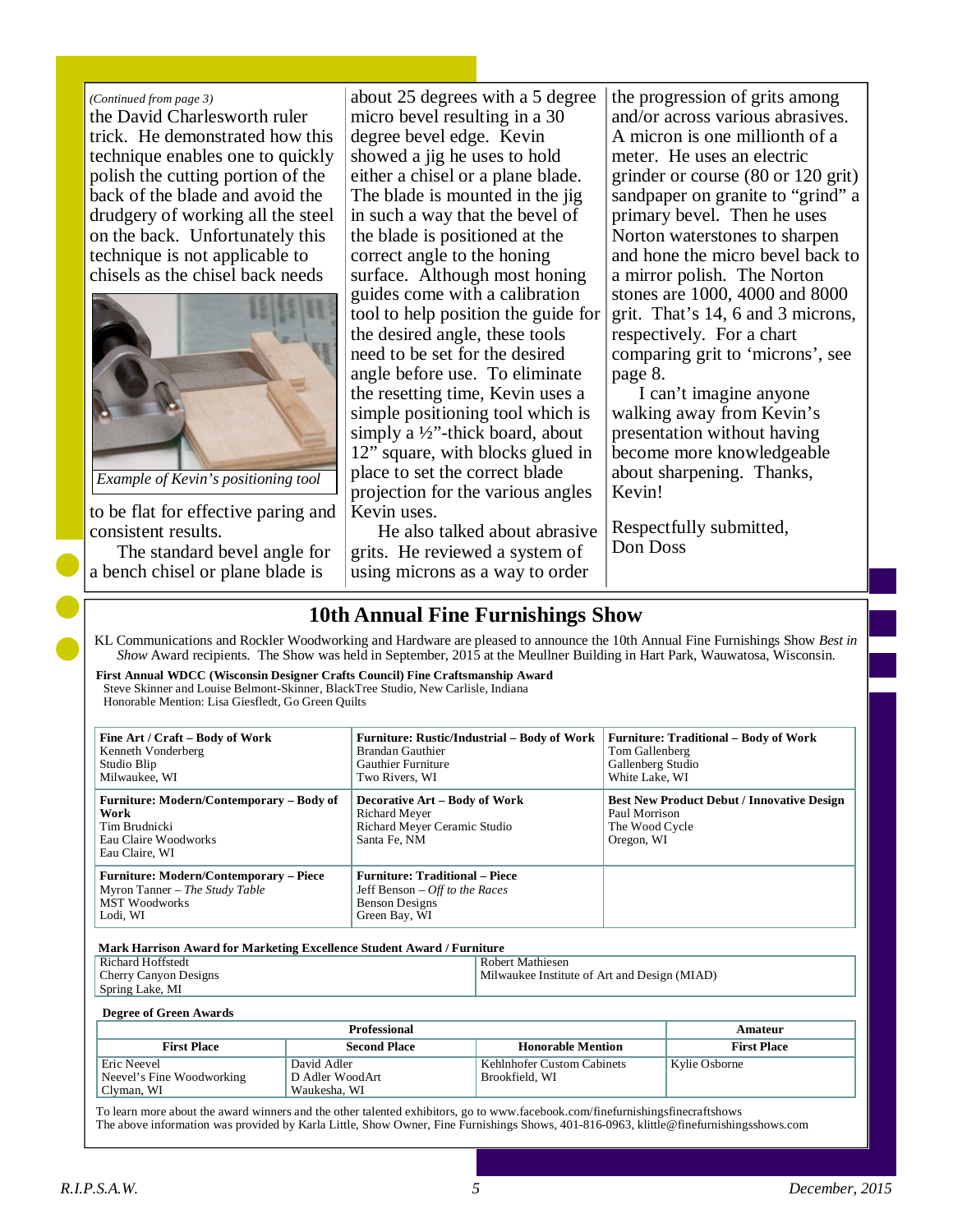*(Continued from page 3)*

the David Charlesworth ruler trick. He demonstrated how this technique enables one to quickly polish the cutting portion of the back of the blade and avoid the drudgery of working all the steel on the back. Unfortunately this technique is not applicable to chisels as the chisel back needs to be flat for effective paring and consistent results.

*Example of Kevin's positioning tool*

The standard bevel angle for a bench chisel or plane blade is about 25 degrees with a 5 degree micro bevel resulting in a 30 degree bevel edge. Kevin showed a jig he uses to hold either a chisel or a plane blade. The blade is mounted in the jig in such a way that the bevel of the blade is positioned at the correct angle to the honing surface. Although most honing guides come with a calibration tool to help position the guide for the desired angle, these tools need to be set for the desired angle before use. To eliminate the resetting time, Kevin uses a simple positioning tool which is simply a ½"-thick board, about 12" square, with blocks glued in place to set the correct blade projection for the various angles Kevin uses.

He also talked about abrasive grits. He reviewed a system of using microns as a way to order the progression of grits among and/or across various abrasives. A micron is one millionth of a meter. He uses an electric grinder or course (80 or 120 grit) sandpaper on granite to "grind" a primary bevel. Then he uses Norton waterstones to sharpen and hone the micro bevel back to a mirror polish. The Norton stones are 1000, 4000 and 8000 grit. That's 14, 6 and 3 microns, respectively. For a chart comparing grit to 'microns', see page 8.

I can't imagine anyone walking away from Kevin's presentation without having become more knowledgeable about sharpening. Thanks, Kevin!

Respectfully submitted,
Don Doss

## 10th Annual Fine Furnishings Show

KL Communications and Rockler Woodworking and Hardware are pleased to announce the 10th Annual Fine Furnishings Show *Best in Show* Award recipients. The Show was held in September, 2015 at the Meullner Building in Hart Park, Wauwatosa, Wisconsin.

**First Annual WDCC (Wisconsin Designer Crafts Council) Fine Craftsmanship Award**
Steve Skinner and Louise Belmont-Skinner, BlackTree Studio, New Carlisle, Indiana
Honorable Mention: Lisa Giesfledt, Go Green Quilts

| | | |
|---|---|---|
| **Fine Art / Craft – Body of Work**<br>Kenneth Vonderberg<br>Studio Blip<br>Milwaukee, WI | **Furniture: Rustic/Industrial – Body of Work**<br>Brandan Gauthier<br>Gauthier Furniture<br>Two Rivers, WI | **Furniture: Traditional – Body of Work**<br>Tom Gallenberg<br>Gallenberg Studio<br>White Lake, WI |
| **Furniture: Modern/Contemporary – Body of Work**<br>Tim Brudnicki<br>Eau Claire Woodworks<br>Eau Claire, WI | **Decorative Art – Body of Work**<br>Richard Meyer<br>Richard Meyer Ceramic Studio<br>Santa Fe, NM | **Best New Product Debut / Innovative Design**<br>Paul Morrison<br>The Wood Cycle<br>Oregon, WI |
| **Furniture: Modern/Contemporary – Piece**<br>Myron Tanner – *The Study Table*<br>MST Woodworks<br>Lodi, WI | **Furniture: Traditional – Piece**<br>Jeff Benson – *Off to the Races*<br>Benson Designs<br>Green Bay, WI | |

**Mark Harrison Award for Marketing Excellence Student Award / Furniture**

| | |
|---|---|
| Richard Hoffstedt<br>Cherry Canyon Designs<br>Spring Lake, MI | Robert Mathiesen<br>Milwaukee Institute of Art and Design (MIAD) |

**Degree of Green Awards**

| Professional | | | Amateur |
|---|---|---|---|
| **First Place** | **Second Place** | **Honorable Mention** | **First Place** |
| Eric Neevel<br>Neevel's Fine Woodworking<br>Clyman, WI | David Adler<br>D Adler WoodArt<br>Waukesha, WI | Kehlnhofer Custom Cabinets<br>Brookfield, WI | Kylie Osborne |

To learn more about the award winners and the other talented exhibitors, go to www.facebook.com/finefurnishingsfinecraftshows
The above information was provided by Karla Little, Show Owner, Fine Furnishings Shows, 401-816-0963, klittle@finefurnishingsshows.com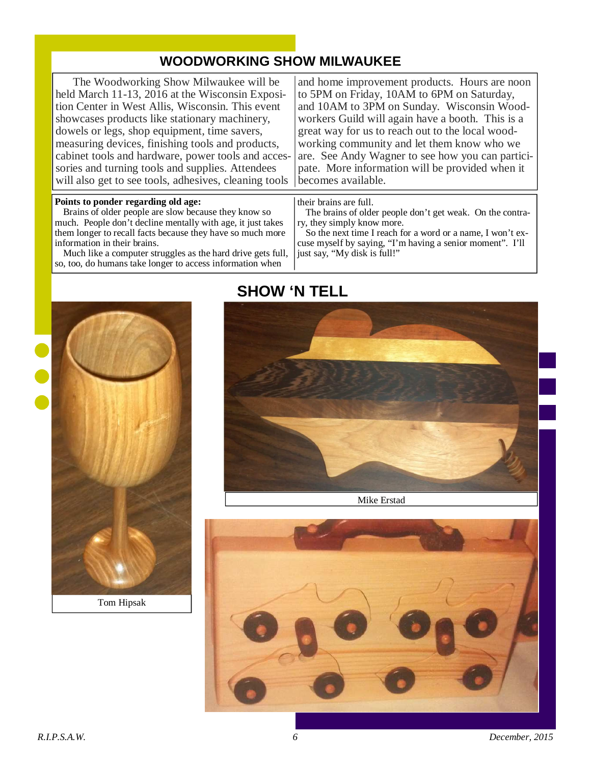## WOODWORKING SHOW MILWAUKEE

The Woodworking Show Milwaukee will be held March 11-13, 2016 at the Wisconsin Exposition Center in West Allis, Wisconsin. This event showcases products like stationary machinery, dowels or legs, shop equipment, time savers, measuring devices, finishing tools and products, cabinet tools and hardware, power tools and accessories and turning tools and supplies. Attendees will also get to see tools, adhesives, cleaning tools and home improvement products. Hours are noon to 5PM on Friday, 10AM to 6PM on Saturday, and 10AM to 3PM on Sunday. Wisconsin Woodworkers Guild will again have a booth. This is a great way for us to reach out to the local woodworking community and let them know who we are. See Andy Wagner to see how you can participate. More information will be provided when it becomes available.

**Points to ponder regarding old age:**

Brains of older people are slow because they know so much. People don't decline mentally with age, it just takes them longer to recall facts because they have so much more information in their brains.

Much like a computer struggles as the hard drive gets full, so, too, do humans take longer to access information when their brains are full.

The brains of older people don't get weak. On the contrary, they simply know more.

So the next time I reach for a word or a name, I won't excuse myself by saying, "I'm having a senior moment". I'll just say, "My disk is full!"

## SHOW 'N TELL

Tom Hipsak

Mike Erstad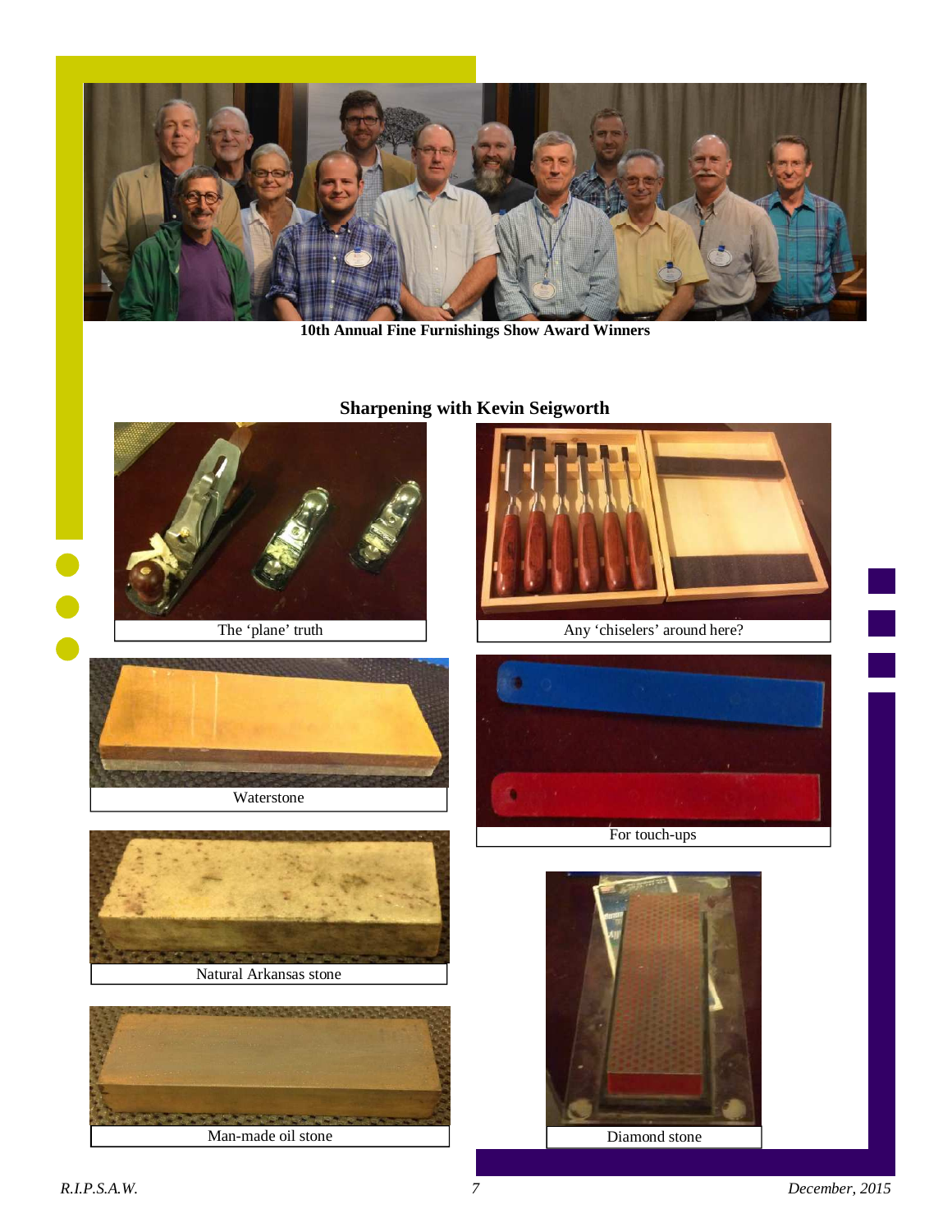10th Annual Fine Furnishings Show Award Winners

## Sharpening with Kevin Seigworth

The 'plane' truth

Any 'chiselers' around here?

Waterstone

For touch-ups

Natural Arkansas stone

Man-made oil stone

Diamond stone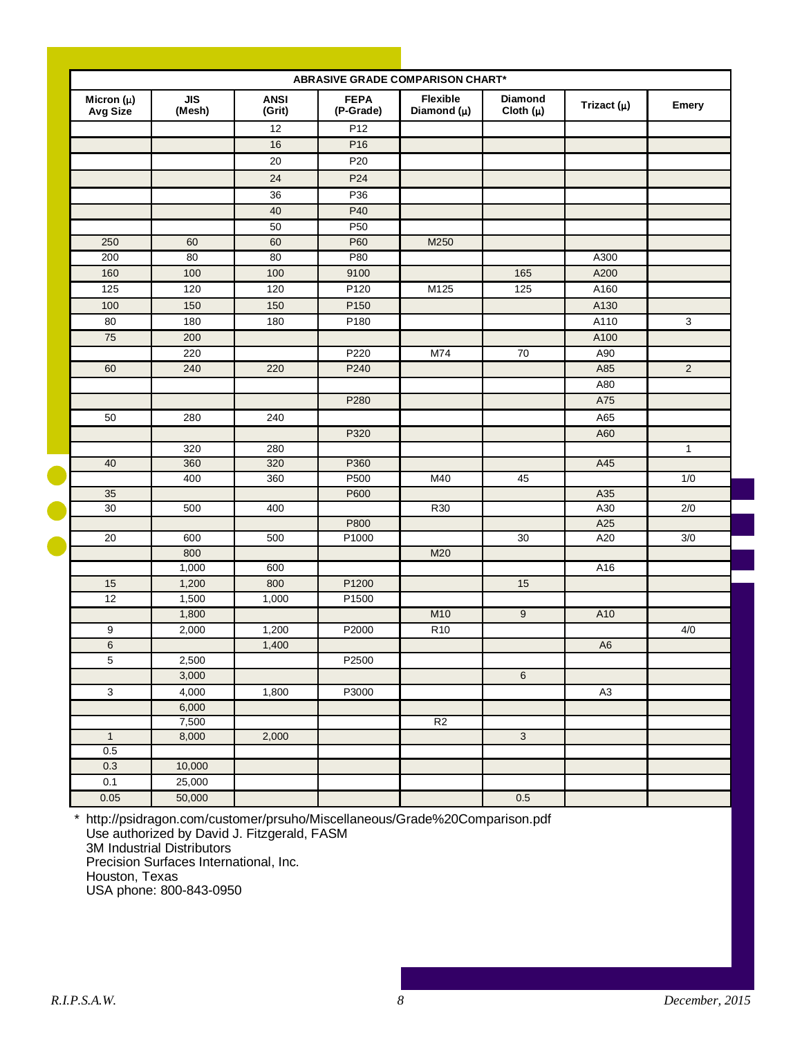| ABRASIVE GRADE COMPARISON CHART* | | | | | | | |
|---|---|---|---|---|---|---|---|
| Micron (μ) Avg Size | JIS (Mesh) | ANSI (Grit) | FEPA (P-Grade) | Flexible Diamond (μ) | Diamond Cloth (μ) | Trizact (μ) | Emery |
| | | 12 | P12 | | | | |
| | | 16 | P16 | | | | |
| | | 20 | P20 | | | | |
| | | 24 | P24 | | | | |
| | | 36 | P36 | | | | |
| | | 40 | P40 | | | | |
| | | 50 | P50 | | | | |
| 250 | 60 | 60 | P60 | M250 | | | |
| 200 | 80 | 80 | P80 | | | A300 | |
| 160 | 100 | 100 | 9100 | | 165 | A200 | |
| 125 | 120 | 120 | P120 | M125 | 125 | A160 | |
| 100 | 150 | 150 | P150 | | | A130 | |
| 80 | 180 | 180 | P180 | | | A110 | 3 |
| 75 | 200 | | | | | A100 | |
| | 220 | | P220 | M74 | 70 | A90 | |
| 60 | 240 | 220 | P240 | | | A85 | 2 |
| | | | | | | A80 | |
| | | | P280 | | | A75 | |
| 50 | 280 | 240 | | | | A65 | |
| | | | P320 | | | A60 | |
| | 320 | 280 | | | | | 1 |
| 40 | 360 | 320 | P360 | | | A45 | |
| | 400 | 360 | P500 | M40 | 45 | | 1/0 |
| 35 | | | P600 | | | A35 | |
| 30 | 500 | 400 | | R30 | | A30 | 2/0 |
| | | | P800 | | | A25 | |
| 20 | 600 | 500 | P1000 | | 30 | A20 | 3/0 |
| | 800 | | | M20 | | | |
| | 1,000 | 600 | | | | A16 | |
| 15 | 1,200 | 800 | P1200 | | 15 | | |
| 12 | 1,500 | 1,000 | P1500 | | | | |
| | 1,800 | | | M10 | 9 | A10 | |
| 9 | 2,000 | 1,200 | P2000 | R10 | | | 4/0 |
| 6 | | 1,400 | | | | A6 | |
| 5 | 2,500 | | P2500 | | | | |
| | 3,000 | | | | 6 | | |
| 3 | 4,000 | 1,800 | P3000 | | | A3 | |
| | 6,000 | | | | | | |
| | 7,500 | | | R2 | | | |
| 1 | 8,000 | 2,000 | | | 3 | | |
| 0.5 | | | | | | | |
| 0.3 | 10,000 | | | | | | |
| 0.1 | 25,000 | | | | | | |
| 0.05 | 50,000 | | | | 0.5 | | |

\* http://psidragon.com/customer/prsuho/Miscellaneous/Grade%20Comparison.pdf
Use authorized by David J. Fitzgerald, FASM
3M Industrial Distributors
Precision Surfaces International, Inc.
Houston, Texas
USA phone: 800-843-0950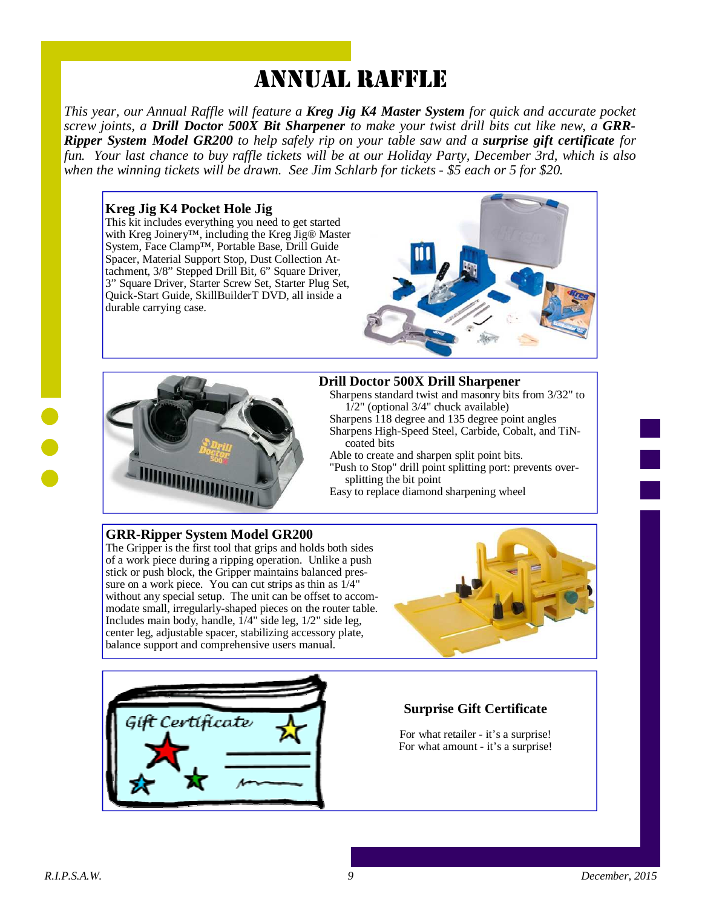# Annual Raffle

*This year, our Annual Raffle will feature a **Kreg Jig K4 Master System** for quick and accurate pocket screw joints, a **Drill Doctor 500X Bit Sharpener** to make your twist drill bits cut like new, a **GRR-Ripper System Model GR200** to help safely rip on your table saw and a **surprise gift certificate** for fun. Your last chance to buy raffle tickets will be at our Holiday Party, December 3rd, which is also when the winning tickets will be drawn. See Jim Schlarb for tickets - $5 each or 5 for $20.*

### Kreg Jig K4 Pocket Hole Jig

This kit includes everything you need to get started with Kreg Joinery™, including the Kreg Jig® Master System, Face Clamp™, Portable Base, Drill Guide Spacer, Material Support Stop, Dust Collection Attachment, 3/8" Stepped Drill Bit, 6" Square Driver, 3" Square Driver, Starter Screw Set, Starter Plug Set, Quick-Start Guide, SkillBuilderT DVD, all inside a durable carrying case.

### Drill Doctor 500X Drill Sharpener

- Sharpens standard twist and masonry bits from 3/32" to 1/2" (optional 3/4" chuck available)
- Sharpens 118 degree and 135 degree point angles
- Sharpens High-Speed Steel, Carbide, Cobalt, and TiN-coated bits
- Able to create and sharpen split point bits.
- "Push to Stop" drill point splitting port: prevents over-splitting the bit point
- Easy to replace diamond sharpening wheel

### GRR-Ripper System Model GR200

The Gripper is the first tool that grips and holds both sides of a work piece during a ripping operation. Unlike a push stick or push block, the Gripper maintains balanced pressure on a work piece. You can cut strips as thin as 1/4" without any special setup. The unit can be offset to accommodate small, irregularly-shaped pieces on the router table. Includes main body, handle, 1/4" side leg, 1/2" side leg, center leg, adjustable spacer, stabilizing accessory plate, balance support and comprehensive users manual.

### Surprise Gift Certificate

For what retailer - it's a surprise!
For what amount - it's a surprise!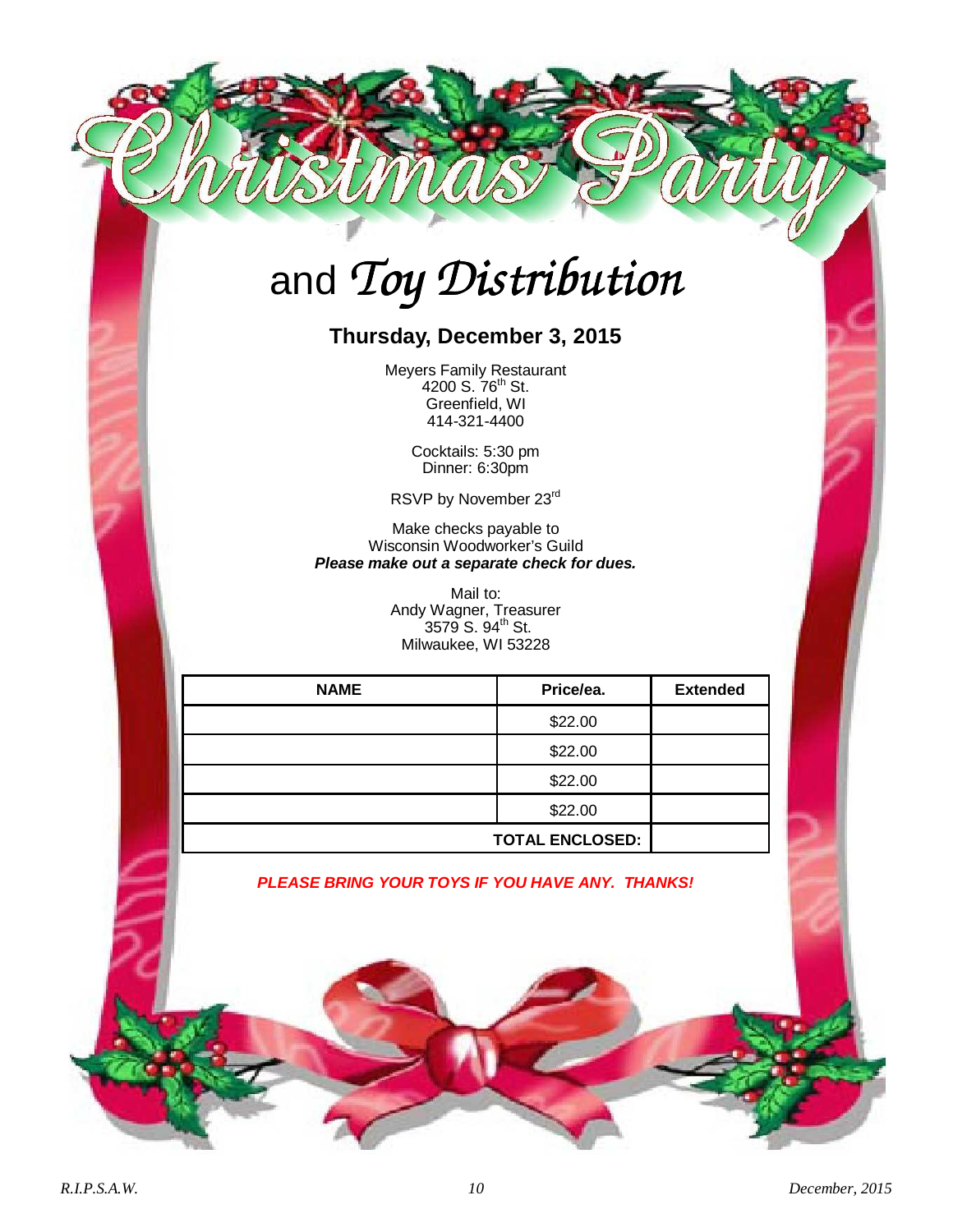# Christmas Party

## and *Toy Distribution*

### Thursday, December 3, 2015

Meyers Family Restaurant
4200 S. 76th St.
Greenfield, WI
414-321-4400

Cocktails: 5:30 pm
Dinner: 6:30pm

RSVP by November 23rd

Make checks payable to
Wisconsin Woodworker's Guild
***Please make out a separate check for dues.***

Mail to:
Andy Wagner, Treasurer
3579 S. 94th St.
Milwaukee, WI 53228

| NAME | Price/ea. | Extended |
|---|---|---|
| | $22.00 | |
| | $22.00 | |
| | $22.00 | |
| | $22.00 | |
| | **TOTAL ENCLOSED:** | |

***PLEASE BRING YOUR TOYS IF YOU HAVE ANY. THANKS!***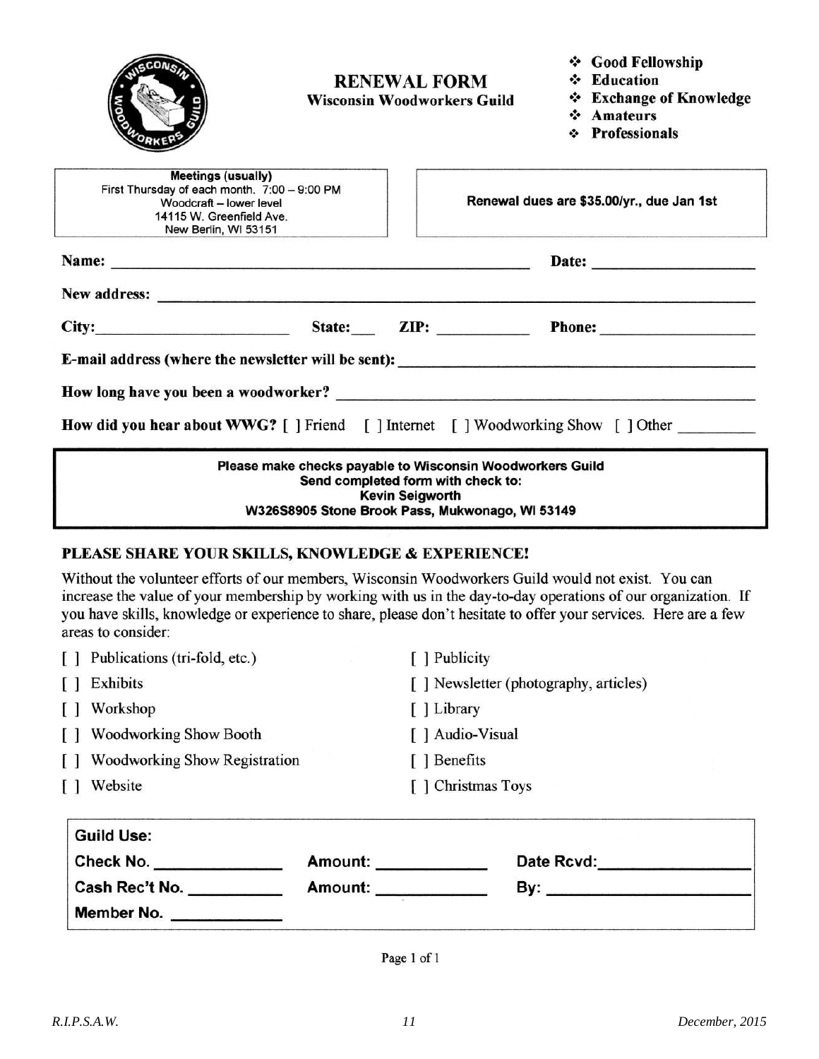# RENEWAL FORM

**Wisconsin Woodworkers Guild**

- **Good Fellowship**
- **Education**
- **Exchange of Knowledge**
- **Amateurs**
- **Professionals**

**Meetings (usually)**
First Thursday of each month. 7:00 – 9:00 PM
Woodcraft – lower level
14115 W. Greenfield Ave.
New Berlin, WI 53151

**Renewal dues are $35.00/yr., due Jan 1st**

**Name:** ______________________________ **Date:** ______________

**New address:** ______________________________________________

**City:** ______________ **State:** ___ **ZIP:** ________ **Phone:** ______________

**E-mail address (where the newsletter will be sent):** ______________________________

**How long have you been a woodworker?** ______________________________

**How did you hear about WWG?** [ ] Friend [ ] Internet [ ] Woodworking Show [ ] Other ________

**Please make checks payable to Wisconsin Woodworkers Guild**
**Send completed form with check to:**
**Kevin Seigworth**
**W326S8905 Stone Brook Pass, Mukwonago, WI 53149**

## PLEASE SHARE YOUR SKILLS, KNOWLEDGE & EXPERIENCE!

Without the volunteer efforts of our members, Wisconsin Woodworkers Guild would not exist. You can increase the value of your membership by working with us in the day-to-day operations of our organization. If you have skills, knowledge or experience to share, please don't hesitate to offer your services. Here are a few areas to consider:

- [ ] Publications (tri-fold, etc.)
- [ ] Exhibits
- [ ] Workshop
- [ ] Woodworking Show Booth
- [ ] Woodworking Show Registration
- [ ] Website
- [ ] Publicity
- [ ] Newsletter (photography, articles)
- [ ] Library
- [ ] Audio-Visual
- [ ] Benefits
- [ ] Christmas Toys

**Guild Use:**

| | | |
|---|---|---|
| **Check No.** ________ | **Amount:** ________ | **Date Rcvd:** ________ |
| **Cash Rec't No.** ________ | **Amount:** ________ | **By:** ________ |
| **Member No.** ________ | | |